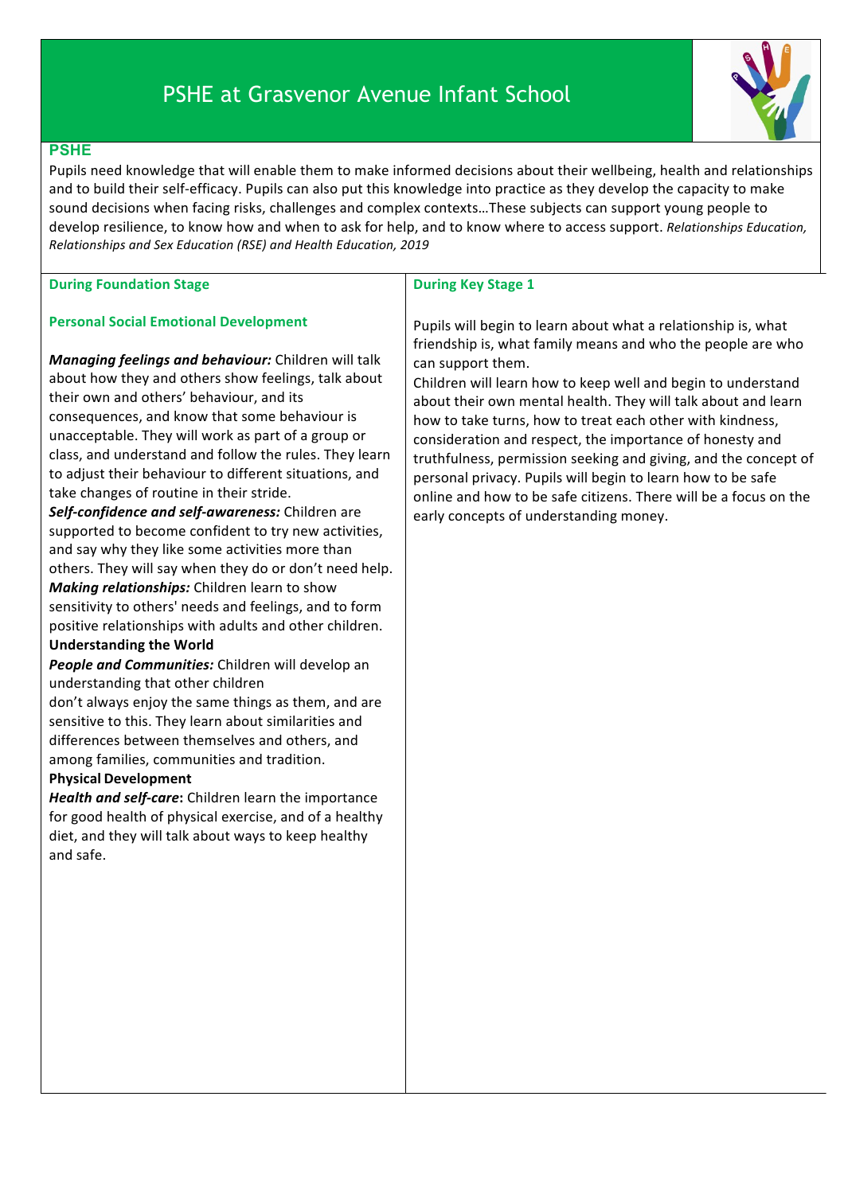# PSHE at Grasvenor Avenue Infant School

## PSHE

Pupils need knowledge that will enable them to make informed decisions about their wellbeing, health and relationships and to build their self-efficacy. Pupils can also put this knowledge into practice as they develop the capacity to make sound decisions when facing risks, challenges and complex contexts…These subjects can support young people to develop resilience, to know how and when to ask for help, and to know where to access support. *Relationships Education, Relationships and Sex Education (RSE) and Health Education, 2019*

### During Foundation Stage

**Personal Social Emotional Development**

***Managing feelings and behaviour:*** Children will talk about how they and others show feelings, talk about their own and others' behaviour, and its consequences, and know that some behaviour is unacceptable. They will work as part of a group or class, and understand and follow the rules. They learn to adjust their behaviour to different situations, and take changes of routine in their stride.

***Self-confidence and self-awareness:*** Children are supported to become confident to try new activities, and say why they like some activities more than others. They will say when they do or don't need help.

***Making relationships:*** Children learn to show sensitivity to others' needs and feelings, and to form positive relationships with adults and other children.

**Understanding the World**

***People and Communities:*** Children will develop an understanding that other children don't always enjoy the same things as them, and are sensitive to this. They learn about similarities and differences between themselves and others, and among families, communities and tradition.

**Physical Development**

***Health and self-care*:** Children learn the importance for good health of physical exercise, and of a healthy diet, and they will talk about ways to keep healthy and safe.

### During Key Stage 1

Pupils will begin to learn about what a relationship is, what friendship is, what family means and who the people are who can support them.

Children will learn how to keep well and begin to understand about their own mental health. They will talk about and learn how to take turns, how to treat each other with kindness, consideration and respect, the importance of honesty and truthfulness, permission seeking and giving, and the concept of personal privacy. Pupils will begin to learn how to be safe online and how to be safe citizens. There will be a focus on the early concepts of understanding money.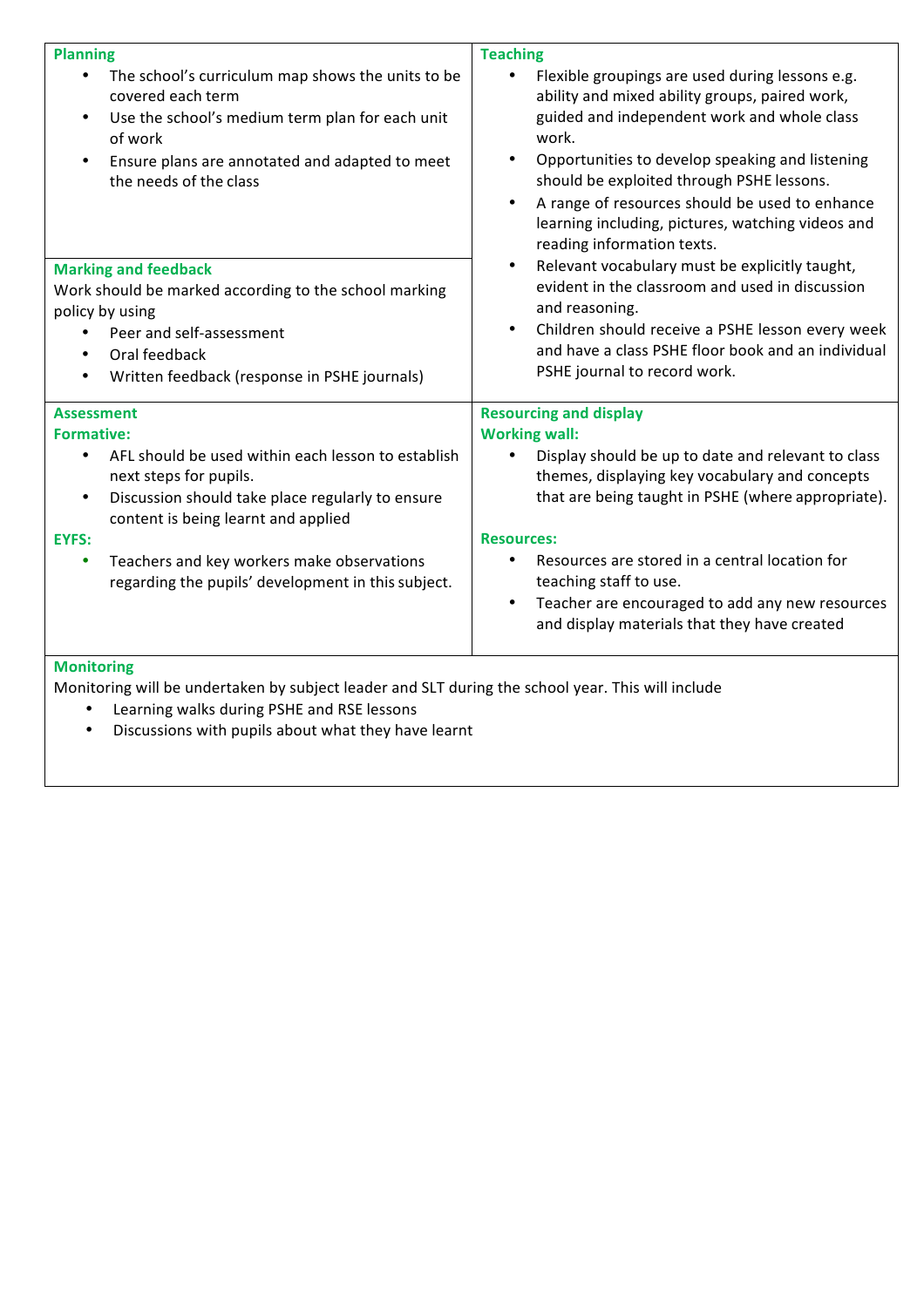### Planning

- The school's curriculum map shows the units to be covered each term
- Use the school's medium term plan for each unit of work
- Ensure plans are annotated and adapted to meet the needs of the class

### Marking and feedback

Work should be marked according to the school marking policy by using

- Peer and self-assessment
- Oral feedback
- Written feedback (response in PSHE journals)

### Teaching

- Flexible groupings are used during lessons e.g. ability and mixed ability groups, paired work, guided and independent work and whole class work.
- Opportunities to develop speaking and listening should be exploited through PSHE lessons.
- A range of resources should be used to enhance learning including, pictures, watching videos and reading information texts.
- Relevant vocabulary must be explicitly taught, evident in the classroom and used in discussion and reasoning.
- Children should receive a PSHE lesson every week and have a class PSHE floor book and an individual PSHE journal to record work.

### Assessment

**Formative:**

- AFL should be used within each lesson to establish next steps for pupils.
- Discussion should take place regularly to ensure content is being learnt and applied

**EYFS:**

- Teachers and key workers make observations regarding the pupils' development in this subject.

### Resourcing and display

**Working wall:**

- Display should be up to date and relevant to class themes, displaying key vocabulary and concepts that are being taught in PSHE (where appropriate).

**Resources:**

- Resources are stored in a central location for teaching staff to use.
- Teacher are encouraged to add any new resources and display materials that they have created

### Monitoring

Monitoring will be undertaken by subject leader and SLT during the school year. This will include

- Learning walks during PSHE and RSE lessons
- Discussions with pupils about what they have learnt